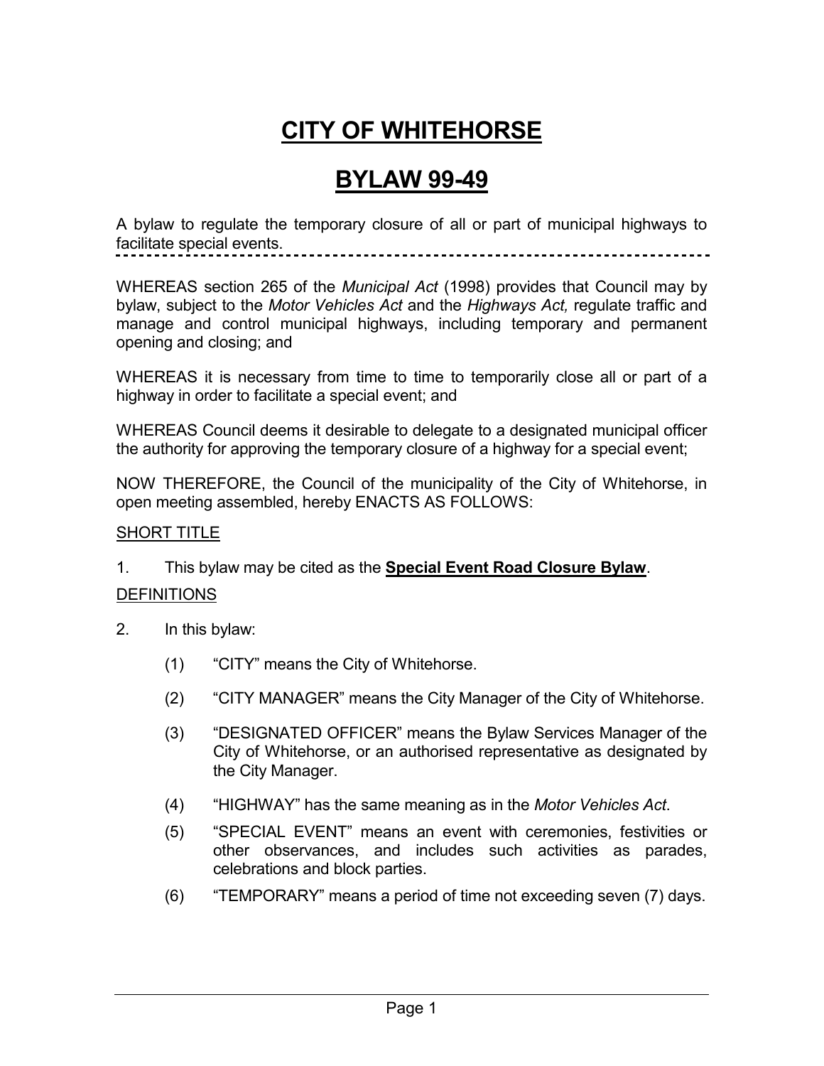# CITY OF WHITEHORSE

# BYLAW 99-49

A bylaw to regulate the temporary closure of all or part of municipal highways to facilitate special events.

---

WHEREAS section 265 of the *Municipal Act* (1998) provides that Council may by bylaw, subject to the *Motor Vehicles Act* and the *Highways Act,* regulate traffic and manage and control municipal highways, including temporary and permanent opening and closing; and

WHEREAS it is necessary from time to time to temporarily close all or part of a highway in order to facilitate a special event; and

WHEREAS Council deems it desirable to delegate to a designated municipal officer the authority for approving the temporary closure of a highway for a special event;

NOW THEREFORE, the Council of the municipality of the City of Whitehorse, in open meeting assembled, hereby ENACTS AS FOLLOWS:

<u>SHORT TITLE</u>

1. This bylaw may be cited as the **<u>Special Event Road Closure Bylaw</u>**.

<u>DEFINITIONS</u>

2. In this bylaw:

   (1) “CITY” means the City of Whitehorse.

   (2) “CITY MANAGER” means the City Manager of the City of Whitehorse.

   (3) “DESIGNATED OFFICER” means the Bylaw Services Manager of the City of Whitehorse, or an authorised representative as designated by the City Manager.

   (4) “HIGHWAY” has the same meaning as in the *Motor Vehicles Act*.

   (5) “SPECIAL EVENT” means an event with ceremonies, festivities or other observances, and includes such activities as parades, celebrations and block parties.

   (6) “TEMPORARY” means a period of time not exceeding seven (7) days.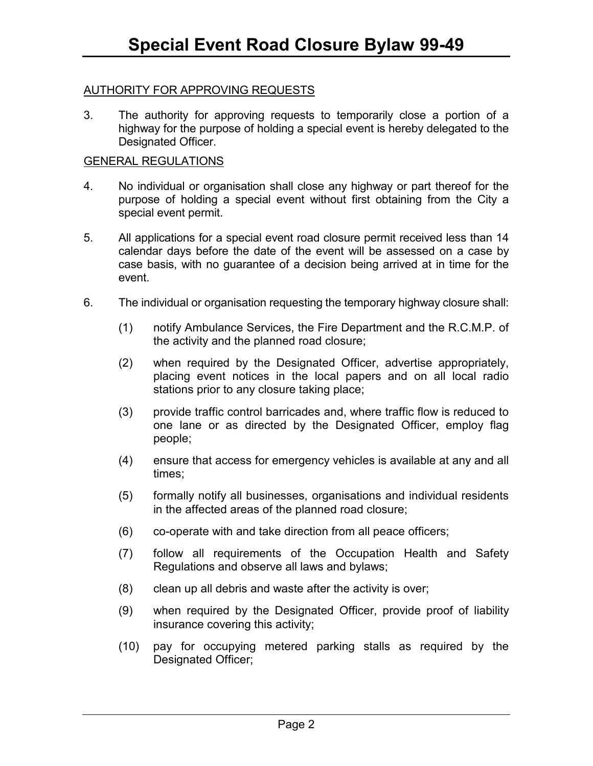AUTHORITY FOR APPROVING REQUESTS

3. The authority for approving requests to temporarily close a portion of a highway for the purpose of holding a special event is hereby delegated to the Designated Officer.

GENERAL REGULATIONS

4. No individual or organisation shall close any highway or part thereof for the purpose of holding a special event without first obtaining from the City a special event permit.

5. All applications for a special event road closure permit received less than 14 calendar days before the date of the event will be assessed on a case by case basis, with no guarantee of a decision being arrived at in time for the event.

6. The individual or organisation requesting the temporary highway closure shall:

   (1) notify Ambulance Services, the Fire Department and the R.C.M.P. of the activity and the planned road closure;

   (2) when required by the Designated Officer, advertise appropriately, placing event notices in the local papers and on all local radio stations prior to any closure taking place;

   (3) provide traffic control barricades and, where traffic flow is reduced to one lane or as directed by the Designated Officer, employ flag people;

   (4) ensure that access for emergency vehicles is available at any and all times;

   (5) formally notify all businesses, organisations and individual residents in the affected areas of the planned road closure;

   (6) co-operate with and take direction from all peace officers;

   (7) follow all requirements of the Occupation Health and Safety Regulations and observe all laws and bylaws;

   (8) clean up all debris and waste after the activity is over;

   (9) when required by the Designated Officer, provide proof of liability insurance covering this activity;

   (10) pay for occupying metered parking stalls as required by the Designated Officer;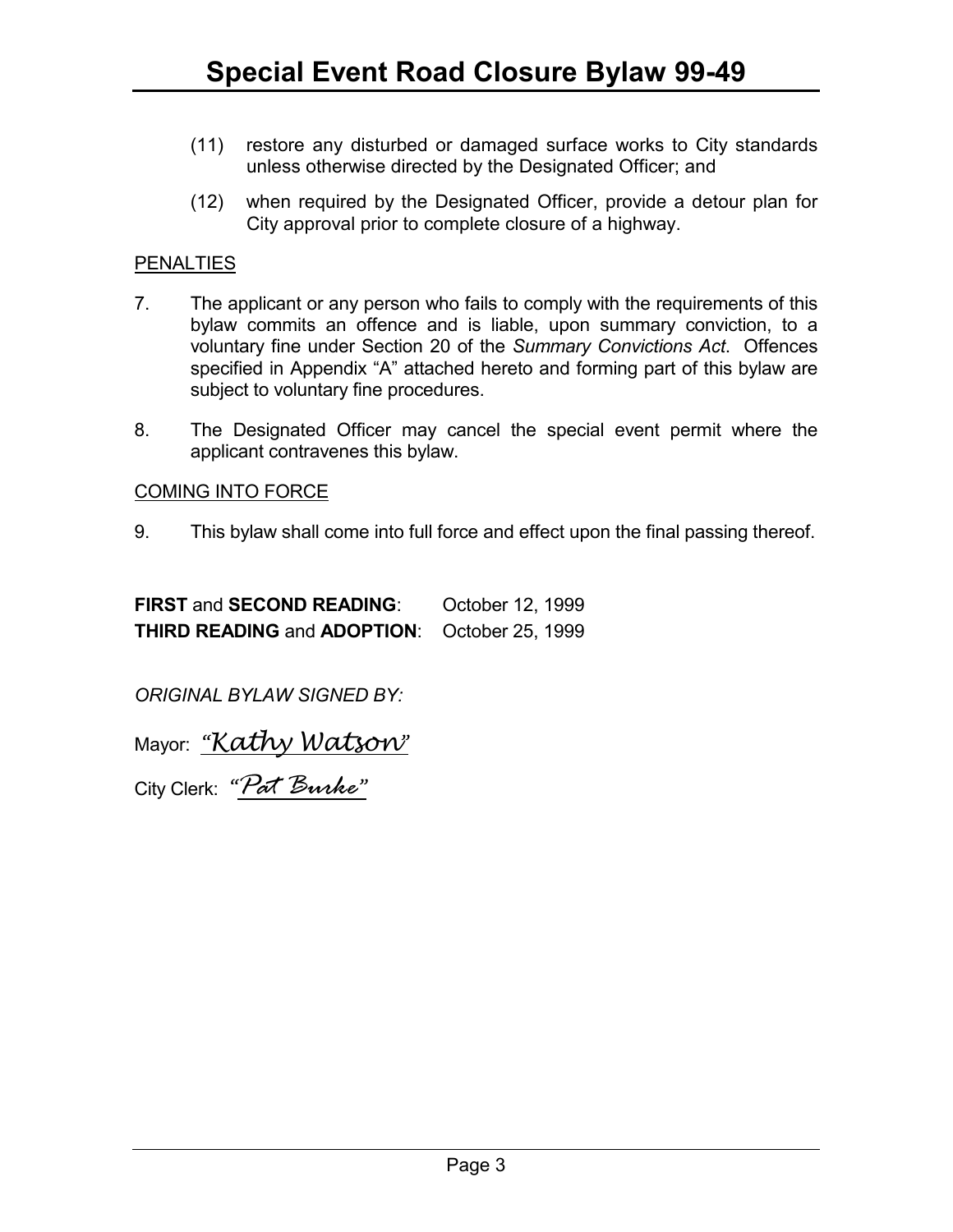(11) restore any disturbed or damaged surface works to City standards unless otherwise directed by the Designated Officer; and

(12) when required by the Designated Officer, provide a detour plan for City approval prior to complete closure of a highway.

PENALTIES

7. The applicant or any person who fails to comply with the requirements of this bylaw commits an offence and is liable, upon summary conviction, to a voluntary fine under Section 20 of the *Summary Convictions Act*. Offences specified in Appendix "A" attached hereto and forming part of this bylaw are subject to voluntary fine procedures.

8. The Designated Officer may cancel the special event permit where the applicant contravenes this bylaw.

COMING INTO FORCE

9. This bylaw shall come into full force and effect upon the final passing thereof.

**FIRST** and **SECOND READING**: October 12, 1999
**THIRD READING** and **ADOPTION**: October 25, 1999

*ORIGINAL BYLAW SIGNED BY:*

Mayor: *"Kathy Watson"*

City Clerk: *"Pat Burke"*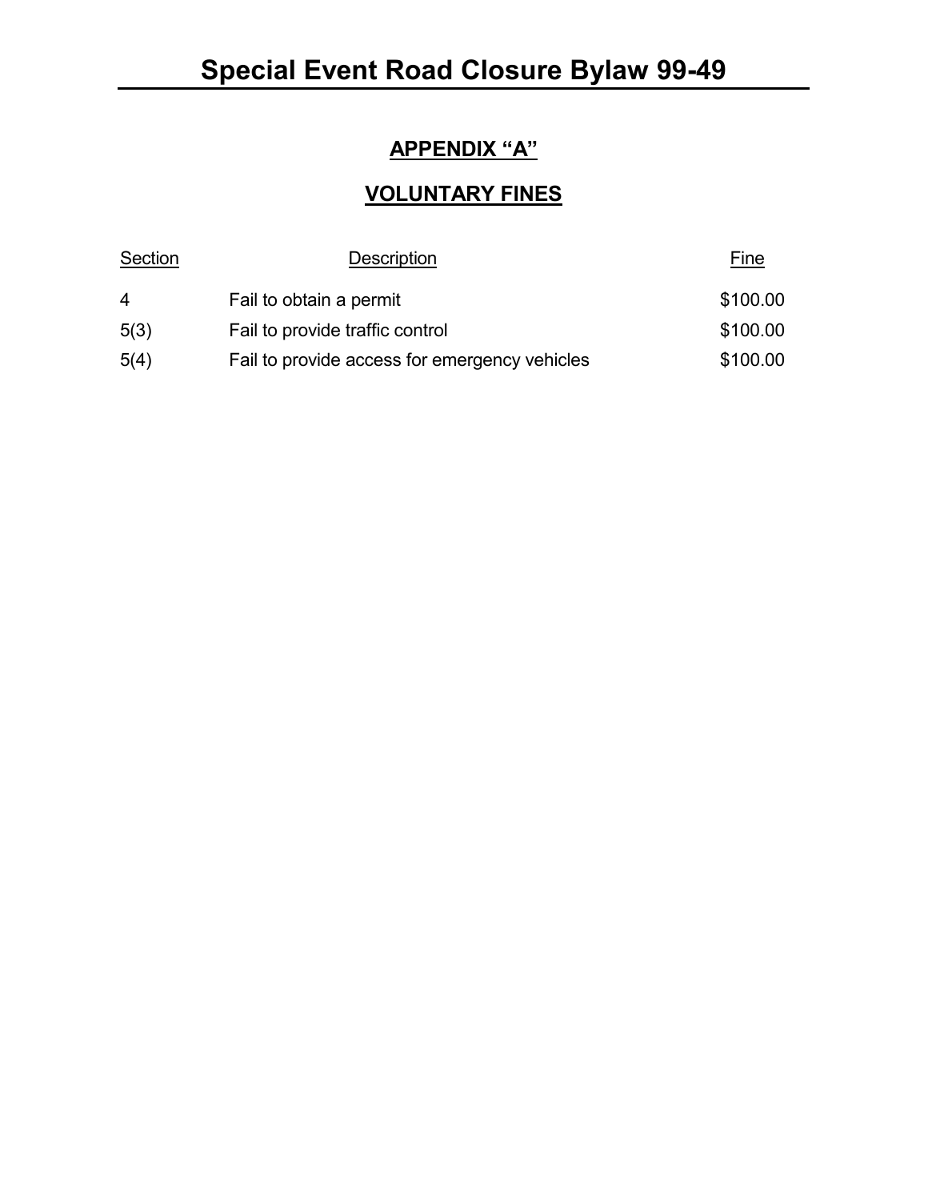# Special Event Road Closure Bylaw 99-49

## APPENDIX "A"

## VOLUNTARY FINES

| Section | Description | Fine |
|---|---|---|
| 4 | Fail to obtain a permit | $100.00 |
| 5(3) | Fail to provide traffic control | $100.00 |
| 5(4) | Fail to provide access for emergency vehicles | $100.00 |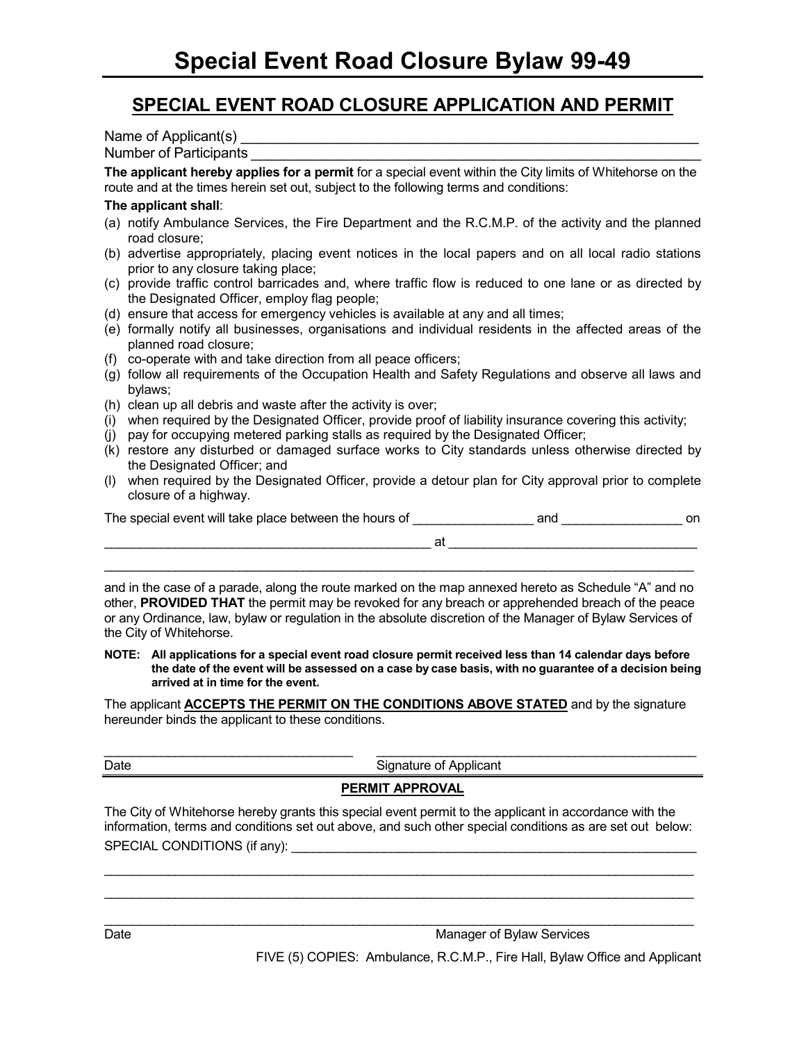# Special Event Road Closure Bylaw 99-49

## SPECIAL EVENT ROAD CLOSURE APPLICATION AND PERMIT

Name of Applicant(s) ___________________________________________________________

Number of Participants __________________________________________________________

**The applicant hereby applies for a permit** for a special event within the City limits of Whitehorse on the route and at the times herein set out, subject to the following terms and conditions:

**The applicant shall**:

(a) notify Ambulance Services, the Fire Department and the R.C.M.P. of the activity and the planned road closure;

(b) advertise appropriately, placing event notices in the local papers and on all local radio stations prior to any closure taking place;

(c) provide traffic control barricades and, where traffic flow is reduced to one lane or as directed by the Designated Officer, employ flag people;

(d) ensure that access for emergency vehicles is available at any and all times;

(e) formally notify all businesses, organisations and individual residents in the affected areas of the planned road closure;

(f) co-operate with and take direction from all peace officers;

(g) follow all requirements of the Occupation Health and Safety Regulations and observe all laws and bylaws;

(h) clean up all debris and waste after the activity is over;

(i) when required by the Designated Officer, provide proof of liability insurance covering this activity;

(j) pay for occupying metered parking stalls as required by the Designated Officer;

(k) restore any disturbed or damaged surface works to City standards unless otherwise directed by the Designated Officer; and

(l) when required by the Designated Officer, provide a detour plan for City approval prior to complete closure of a highway.

The special event will take place between the hours of ________________ and ________________ on

_____________________________________________ at ___________________________________

_____________________________________________________________________________________

and in the case of a parade, along the route marked on the map annexed hereto as Schedule "A" and no other, **PROVIDED THAT** the permit may be revoked for any breach or apprehended breach of the peace or any Ordinance, law, bylaw or regulation in the absolute discretion of the Manager of Bylaw Services of the City of Whitehorse.

**NOTE: All applications for a special event road closure permit received less than 14 calendar days before the date of the event will be assessed on a case by case basis, with no guarantee of a decision being arrived at in time for the event.**

The applicant **ACCEPTS THE PERMIT ON THE CONDITIONS ABOVE STATED** and by the signature hereunder binds the applicant to these conditions.

__________________________________ ______________________________________________

Date Signature of Applicant

**PERMIT APPROVAL**

The City of Whitehorse hereby grants this special event permit to the applicant in accordance with the information, terms and conditions set out above, and such other special conditions as are set out below:

SPECIAL CONDITIONS (if any): ______________________________________________________

_____________________________________________________________________________________

_____________________________________________________________________________________

_____________________________________________________________________________________

Date Manager of Bylaw Services

FIVE (5) COPIES: Ambulance, R.C.M.P., Fire Hall, Bylaw Office and Applicant